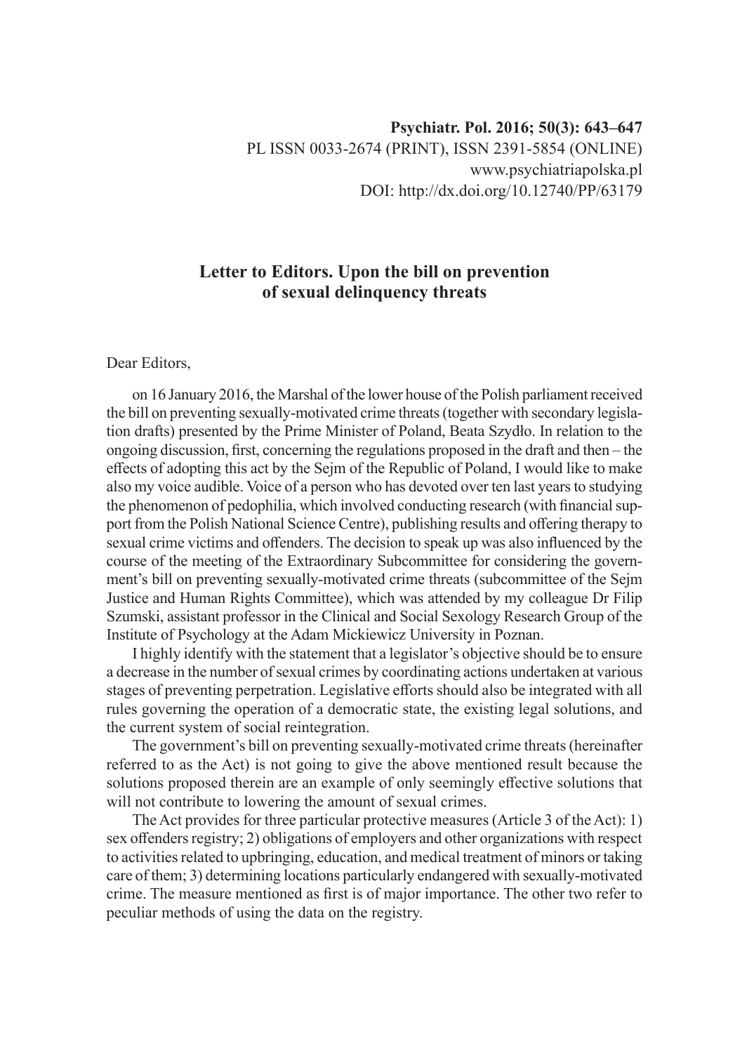# Letter to Editors. Upon the bill on prevention of sexual delinquency threats

Dear Editors,

on 16 January 2016, the Marshal of the lower house of the Polish parliament received the bill on preventing sexually-motivated crime threats (together with secondary legislation drafts) presented by the Prime Minister of Poland, Beata Szydło. In relation to the ongoing discussion, first, concerning the regulations proposed in the draft and then – the effects of adopting this act by the Sejm of the Republic of Poland, I would like to make also my voice audible. Voice of a person who has devoted over ten last years to studying the phenomenon of pedophilia, which involved conducting research (with financial support from the Polish National Science Centre), publishing results and offering therapy to sexual crime victims and offenders. The decision to speak up was also influenced by the course of the meeting of the Extraordinary Subcommittee for considering the government's bill on preventing sexually-motivated crime threats (subcommittee of the Sejm Justice and Human Rights Committee), which was attended by my colleague Dr Filip Szumski, assistant professor in the Clinical and Social Sexology Research Group of the Institute of Psychology at the Adam Mickiewicz University in Poznan.

I highly identify with the statement that a legislator's objective should be to ensure a decrease in the number of sexual crimes by coordinating actions undertaken at various stages of preventing perpetration. Legislative efforts should also be integrated with all rules governing the operation of a democratic state, the existing legal solutions, and the current system of social reintegration.

The government's bill on preventing sexually-motivated crime threats (hereinafter referred to as the Act) is not going to give the above mentioned result because the solutions proposed therein are an example of only seemingly effective solutions that will not contribute to lowering the amount of sexual crimes.

The Act provides for three particular protective measures (Article 3 of the Act): 1) sex offenders registry; 2) obligations of employers and other organizations with respect to activities related to upbringing, education, and medical treatment of minors or taking care of them; 3) determining locations particularly endangered with sexually-motivated crime. The measure mentioned as first is of major importance. The other two refer to peculiar methods of using the data on the registry.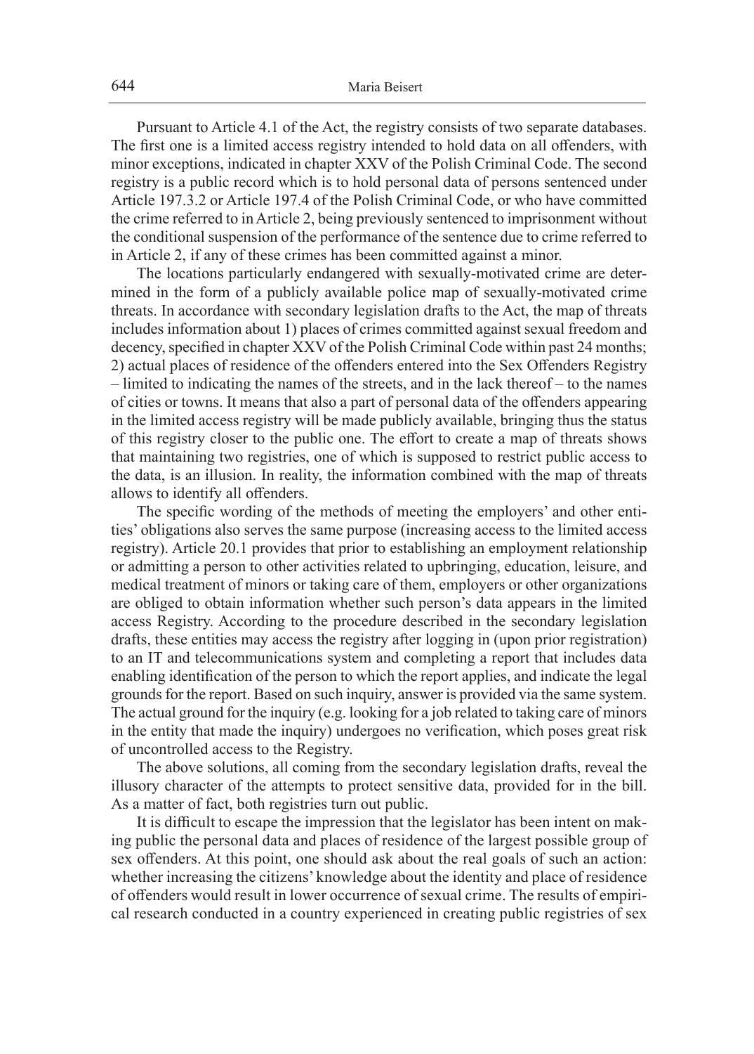Pursuant to Article 4.1 of the Act, the registry consists of two separate databases. The first one is a limited access registry intended to hold data on all offenders, with minor exceptions, indicated in chapter XXV of the Polish Criminal Code. The second registry is a public record which is to hold personal data of persons sentenced under Article 197.3.2 or Article 197.4 of the Polish Criminal Code, or who have committed the crime referred to in Article 2, being previously sentenced to imprisonment without the conditional suspension of the performance of the sentence due to crime referred to in Article 2, if any of these crimes has been committed against a minor.

The locations particularly endangered with sexually-motivated crime are determined in the form of a publicly available police map of sexually-motivated crime threats. In accordance with secondary legislation drafts to the Act, the map of threats includes information about 1) places of crimes committed against sexual freedom and decency, specified in chapter XXV of the Polish Criminal Code within past 24 months; 2) actual places of residence of the offenders entered into the Sex Offenders Registry – limited to indicating the names of the streets, and in the lack thereof – to the names of cities or towns. It means that also a part of personal data of the offenders appearing in the limited access registry will be made publicly available, bringing thus the status of this registry closer to the public one. The effort to create a map of threats shows that maintaining two registries, one of which is supposed to restrict public access to the data, is an illusion. In reality, the information combined with the map of threats allows to identify all offenders.

The specific wording of the methods of meeting the employers' and other entities' obligations also serves the same purpose (increasing access to the limited access registry). Article 20.1 provides that prior to establishing an employment relationship or admitting a person to other activities related to upbringing, education, leisure, and medical treatment of minors or taking care of them, employers or other organizations are obliged to obtain information whether such person's data appears in the limited access Registry. According to the procedure described in the secondary legislation drafts, these entities may access the registry after logging in (upon prior registration) to an IT and telecommunications system and completing a report that includes data enabling identification of the person to which the report applies, and indicate the legal grounds for the report. Based on such inquiry, answer is provided via the same system. The actual ground for the inquiry (e.g. looking for a job related to taking care of minors in the entity that made the inquiry) undergoes no verification, which poses great risk of uncontrolled access to the Registry.

The above solutions, all coming from the secondary legislation drafts, reveal the illusory character of the attempts to protect sensitive data, provided for in the bill. As a matter of fact, both registries turn out public.

It is difficult to escape the impression that the legislator has been intent on making public the personal data and places of residence of the largest possible group of sex offenders. At this point, one should ask about the real goals of such an action: whether increasing the citizens' knowledge about the identity and place of residence of offenders would result in lower occurrence of sexual crime. The results of empirical research conducted in a country experienced in creating public registries of sex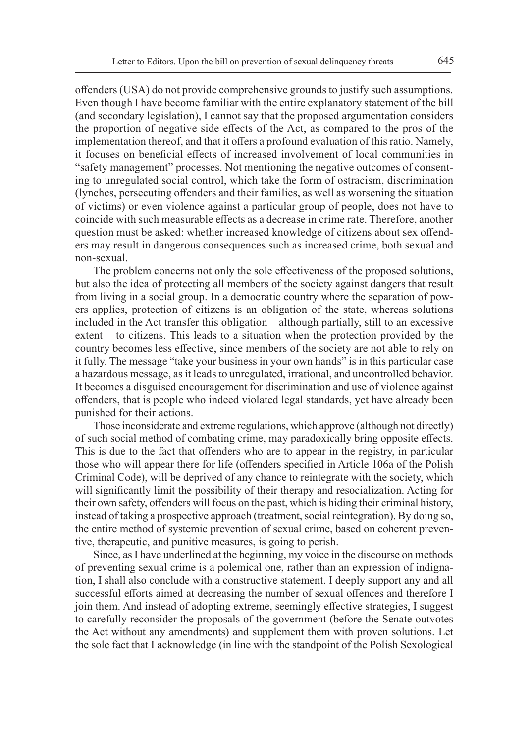offenders (USA) do not provide comprehensive grounds to justify such assumptions. Even though I have become familiar with the entire explanatory statement of the bill (and secondary legislation), I cannot say that the proposed argumentation considers the proportion of negative side effects of the Act, as compared to the pros of the implementation thereof, and that it offers a profound evaluation of this ratio. Namely, it focuses on beneficial effects of increased involvement of local communities in "safety management" processes. Not mentioning the negative outcomes of consenting to unregulated social control, which take the form of ostracism, discrimination (lynches, persecuting offenders and their families, as well as worsening the situation of victims) or even violence against a particular group of people, does not have to coincide with such measurable effects as a decrease in crime rate. Therefore, another question must be asked: whether increased knowledge of citizens about sex offenders may result in dangerous consequences such as increased crime, both sexual and non-sexual.

The problem concerns not only the sole effectiveness of the proposed solutions, but also the idea of protecting all members of the society against dangers that result from living in a social group. In a democratic country where the separation of powers applies, protection of citizens is an obligation of the state, whereas solutions included in the Act transfer this obligation – although partially, still to an excessive extent – to citizens. This leads to a situation when the protection provided by the country becomes less effective, since members of the society are not able to rely on it fully. The message "take your business in your own hands" is in this particular case a hazardous message, as it leads to unregulated, irrational, and uncontrolled behavior. It becomes a disguised encouragement for discrimination and use of violence against offenders, that is people who indeed violated legal standards, yet have already been punished for their actions.

Those inconsiderate and extreme regulations, which approve (although not directly) of such social method of combating crime, may paradoxically bring opposite effects. This is due to the fact that offenders who are to appear in the registry, in particular those who will appear there for life (offenders specified in Article 106a of the Polish Criminal Code), will be deprived of any chance to reintegrate with the society, which will significantly limit the possibility of their therapy and resocialization. Acting for their own safety, offenders will focus on the past, which is hiding their criminal history, instead of taking a prospective approach (treatment, social reintegration). By doing so, the entire method of systemic prevention of sexual crime, based on coherent preventive, therapeutic, and punitive measures, is going to perish.

Since, as I have underlined at the beginning, my voice in the discourse on methods of preventing sexual crime is a polemical one, rather than an expression of indignation, I shall also conclude with a constructive statement. I deeply support any and all successful efforts aimed at decreasing the number of sexual offences and therefore I join them. And instead of adopting extreme, seemingly effective strategies, I suggest to carefully reconsider the proposals of the government (before the Senate outvotes the Act without any amendments) and supplement them with proven solutions. Let the sole fact that I acknowledge (in line with the standpoint of the Polish Sexological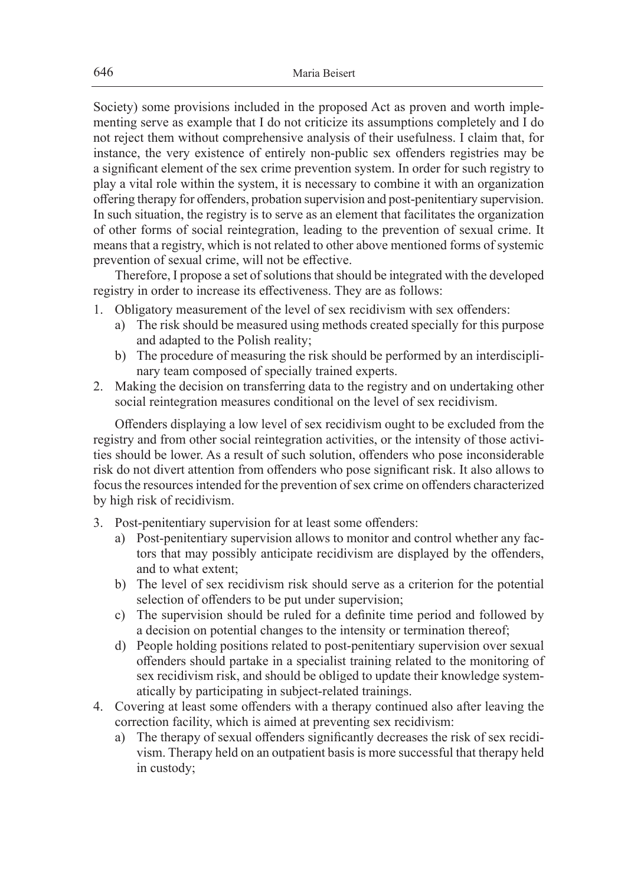Society) some provisions included in the proposed Act as proven and worth implementing serve as example that I do not criticize its assumptions completely and I do not reject them without comprehensive analysis of their usefulness. I claim that, for instance, the very existence of entirely non-public sex offenders registries may be a significant element of the sex crime prevention system. In order for such registry to play a vital role within the system, it is necessary to combine it with an organization offering therapy for offenders, probation supervision and post-penitentiary supervision. In such situation, the registry is to serve as an element that facilitates the organization of other forms of social reintegration, leading to the prevention of sexual crime. It means that a registry, which is not related to other above mentioned forms of systemic prevention of sexual crime, will not be effective.

Therefore, I propose a set of solutions that should be integrated with the developed registry in order to increase its effectiveness. They are as follows:

1. Obligatory measurement of the level of sex recidivism with sex offenders:
   a) The risk should be measured using methods created specially for this purpose and adapted to the Polish reality;
   b) The procedure of measuring the risk should be performed by an interdisciplinary team composed of specially trained experts.
2. Making the decision on transferring data to the registry and on undertaking other social reintegration measures conditional on the level of sex recidivism.

Offenders displaying a low level of sex recidivism ought to be excluded from the registry and from other social reintegration activities, or the intensity of those activities should be lower. As a result of such solution, offenders who pose inconsiderable risk do not divert attention from offenders who pose significant risk. It also allows to focus the resources intended for the prevention of sex crime on offenders characterized by high risk of recidivism.

3. Post-penitentiary supervision for at least some offenders:
   a) Post-penitentiary supervision allows to monitor and control whether any factors that may possibly anticipate recidivism are displayed by the offenders, and to what extent;
   b) The level of sex recidivism risk should serve as a criterion for the potential selection of offenders to be put under supervision;
   c) The supervision should be ruled for a definite time period and followed by a decision on potential changes to the intensity or termination thereof;
   d) People holding positions related to post-penitentiary supervision over sexual offenders should partake in a specialist training related to the monitoring of sex recidivism risk, and should be obliged to update their knowledge systematically by participating in subject-related trainings.
4. Covering at least some offenders with a therapy continued also after leaving the correction facility, which is aimed at preventing sex recidivism:
   a) The therapy of sexual offenders significantly decreases the risk of sex recidivism. Therapy held on an outpatient basis is more successful that therapy held in custody;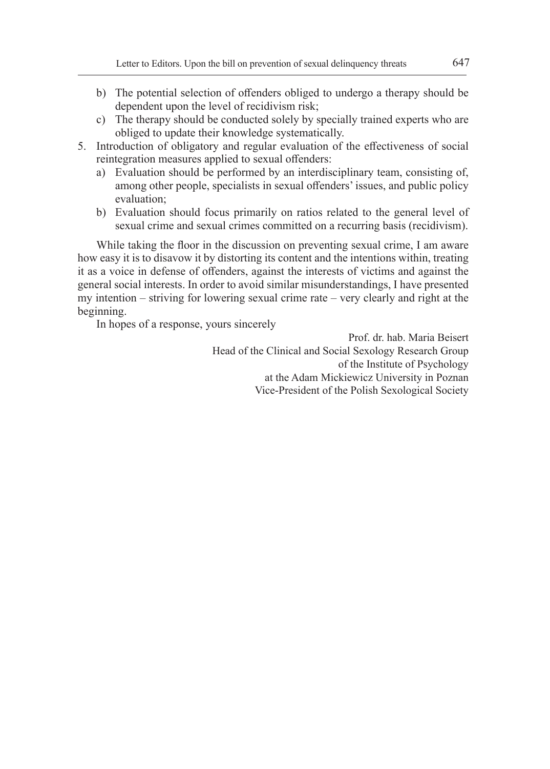b) The potential selection of offenders obliged to undergo a therapy should be dependent upon the level of recidivism risk;
   c) The therapy should be conducted solely by specially trained experts who are obliged to update their knowledge systematically.
5. Introduction of obligatory and regular evaluation of the effectiveness of social reintegration measures applied to sexual offenders:
   a) Evaluation should be performed by an interdisciplinary team, consisting of, among other people, specialists in sexual offenders' issues, and public policy evaluation;
   b) Evaluation should focus primarily on ratios related to the general level of sexual crime and sexual crimes committed on a recurring basis (recidivism).

While taking the floor in the discussion on preventing sexual crime, I am aware how easy it is to disavow it by distorting its content and the intentions within, treating it as a voice in defense of offenders, against the interests of victims and against the general social interests. In order to avoid similar misunderstandings, I have presented my intention – striving for lowering sexual crime rate – very clearly and right at the beginning.

In hopes of a response, yours sincerely

Prof. dr. hab. Maria Beisert
Head of the Clinical and Social Sexology Research Group
of the Institute of Psychology
at the Adam Mickiewicz University in Poznan
Vice-President of the Polish Sexological Society